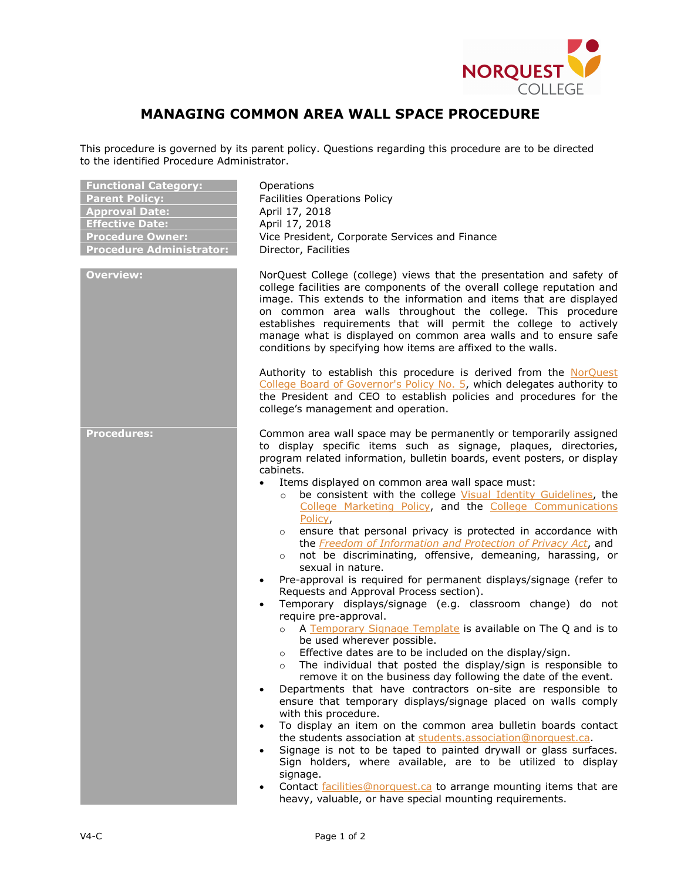# MANAGING COMMON AREA WALL SPACE PROCEDURE

This procedure is governed by its parent policy. Questions regarding this procedure are to be directed to the identified Procedure Administrator.

| | |
|---|---|
| **Functional Category:** | Operations |
| **Parent Policy:** | Facilities Operations Policy |
| **Approval Date:** | April 17, 2018 |
| **Effective Date:** | April 17, 2018 |
| **Procedure Owner:** | Vice President, Corporate Services and Finance |
| **Procedure Administrator:** | Director, Facilities |

## Overview:

NorQuest College (college) views that the presentation and safety of college facilities are components of the overall college reputation and image. This extends to the information and items that are displayed on common area walls throughout the college. This procedure establishes requirements that will permit the college to actively manage what is displayed on common area walls and to ensure safe conditions by specifying how items are affixed to the walls.

Authority to establish this procedure is derived from the NorQuest College Board of Governor's Policy No. 5, which delegates authority to the President and CEO to establish policies and procedures for the college's management and operation.

## Procedures:

Common area wall space may be permanently or temporarily assigned to display specific items such as signage, plaques, directories, program related information, bulletin boards, event posters, or display cabinets.

- Items displayed on common area wall space must:
  - be consistent with the college Visual Identity Guidelines, the College Marketing Policy, and the College Communications Policy,
  - ensure that personal privacy is protected in accordance with the *Freedom of Information and Protection of Privacy Act*, and
  - not be discriminating, offensive, demeaning, harassing, or sexual in nature.
- Pre-approval is required for permanent displays/signage (refer to Requests and Approval Process section).
- Temporary displays/signage (e.g. classroom change) do not require pre-approval.
  - A Temporary Signage Template is available on The Q and is to be used wherever possible.
  - Effective dates are to be included on the display/sign.
  - The individual that posted the display/sign is responsible to remove it on the business day following the date of the event.
- Departments that have contractors on-site are responsible to ensure that temporary displays/signage placed on walls comply with this procedure.
- To display an item on the common area bulletin boards contact the students association at students.association@norquest.ca.
- Signage is not to be taped to painted drywall or glass surfaces. Sign holders, where available, are to be utilized to display signage.
- Contact facilities@norquest.ca to arrange mounting items that are heavy, valuable, or have special mounting requirements.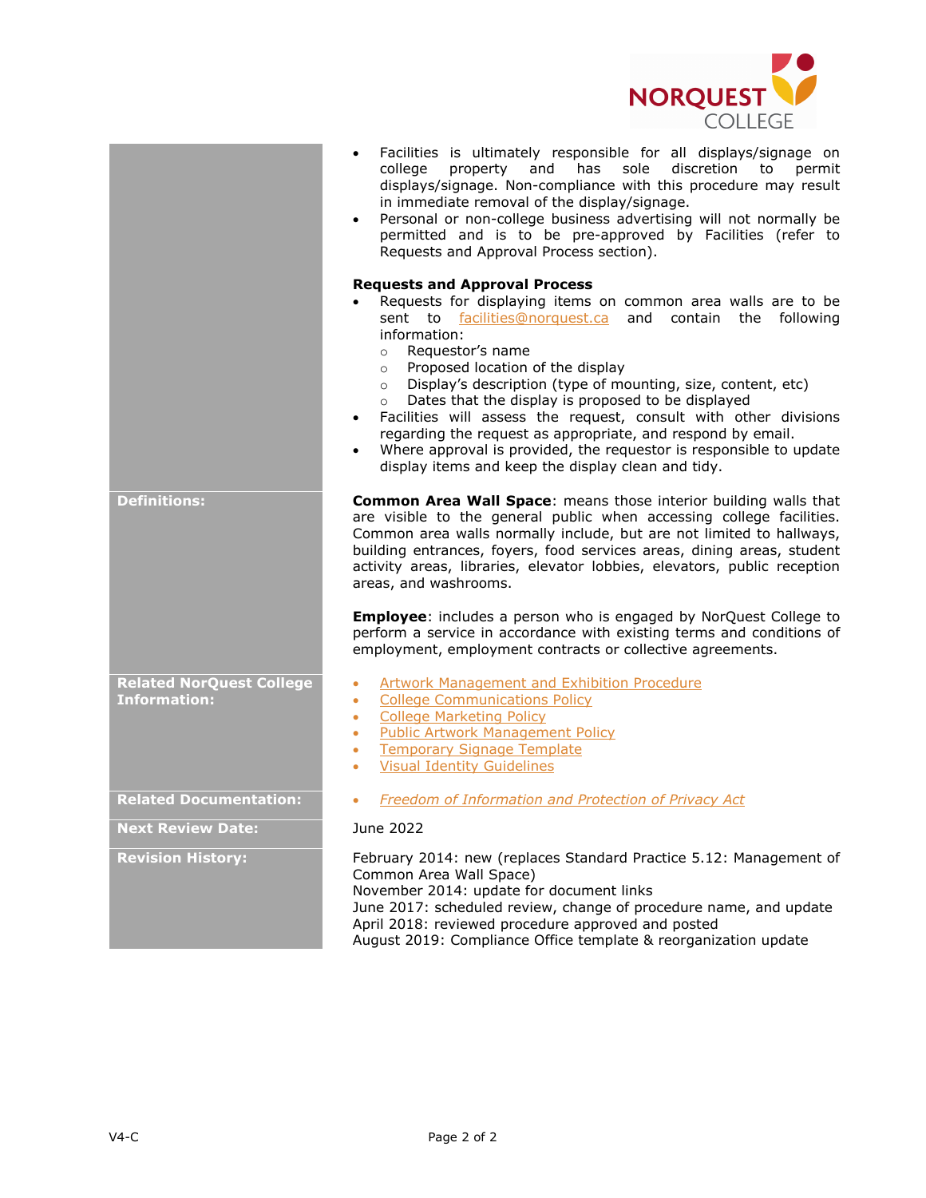- Facilities is ultimately responsible for all displays/signage on college property and has sole discretion to permit displays/signage. Non-compliance with this procedure may result in immediate removal of the display/signage.
- Personal or non-college business advertising will not normally be permitted and is to be pre-approved by Facilities (refer to Requests and Approval Process section).

**Requests and Approval Process**

- Requests for displaying items on common area walls are to be sent to facilities@norquest.ca and contain the following information:
  - Requestor's name
  - Proposed location of the display
  - Display's description (type of mounting, size, content, etc)
  - Dates that the display is proposed to be displayed
- Facilities will assess the request, consult with other divisions regarding the request as appropriate, and respond by email.
- Where approval is provided, the requestor is responsible to update display items and keep the display clean and tidy.

| | |
|---|---|
| **Definitions:** | **Common Area Wall Space**: means those interior building walls that are visible to the general public when accessing college facilities. Common area walls normally include, but are not limited to hallways, building entrances, foyers, food services areas, dining areas, student activity areas, libraries, elevator lobbies, elevators, public reception areas, and washrooms.<br><br>**Employee**: includes a person who is engaged by NorQuest College to perform a service in accordance with existing terms and conditions of employment, employment contracts or collective agreements. |
| **Related NorQuest College Information:** | • Artwork Management and Exhibition Procedure<br>• College Communications Policy<br>• College Marketing Policy<br>• Public Artwork Management Policy<br>• Temporary Signage Template<br>• Visual Identity Guidelines |
| **Related Documentation:** | • *Freedom of Information and Protection of Privacy Act* |
| **Next Review Date:** | June 2022 |
| **Revision History:** | February 2014: new (replaces Standard Practice 5.12: Management of Common Area Wall Space)<br>November 2014: update for document links<br>June 2017: scheduled review, change of procedure name, and update<br>April 2018: reviewed procedure approved and posted<br>August 2019: Compliance Office template & reorganization update |

V4-C